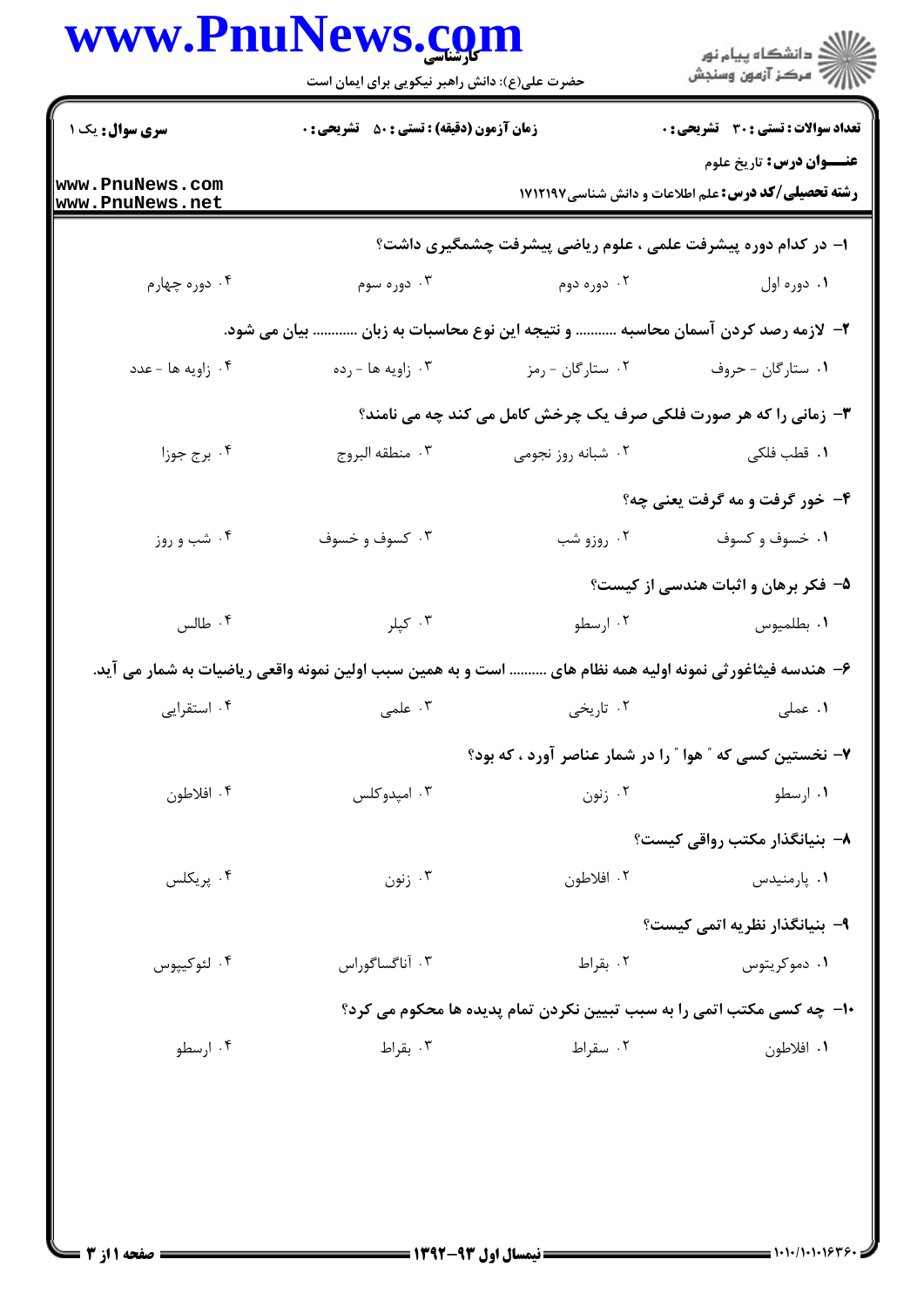**سری سوال:** یک ۱

**زمان آزمون (دقیقه) : تستی : ۵۰ تشریحی : ۰**

**تعداد سوالات : تستی : ۳۰ تشریحی : ۰**

**عنـــوان درس:** تاریخ علوم

**رشته تحصیلی/کد درس:** علم اطلاعات و دانش شناسی ۱۷۱۲۱۹۷

۱- در کدام دوره پیشرفت علمی ، علوم ریاضی پیشرفت چشمگیری داشت؟

۱. دوره اول ۲. دوره دوم ۳. دوره سوم ۴. دوره چهارم

۲- لازمه رصد کردن آسمان محاسبه .......... و نتیجه این نوع محاسبات به زبان ........... بیان می شود.

۱. ستارگان - حروف ۲. ستارگان - رمز ۳. زاویه ها - رده ۴. زاویه ها - عدد

۳- زمانی را که هر صورت فلکی صرف یک چرخش کامل می کند چه می نامند؟

۱. قطب فلکی ۲. شبانه روز نجومی ۳. منطقه البروج ۴. برج جوزا

۴- خور گرفت و مه گرفت یعنی چه؟

۱. خسوف و کسوف ۲. روزو شب ۳. کسوف و خسوف ۴. شب و روز

۵- فکر برهان و اثبات هندسی از کیست؟

۱. بطلمیوس ۲. ارسطو ۳. کپلر ۴. طالس

۶- هندسه فیثاغورثی نمونه اولیه همه نظام های ......... است و به همین سبب اولین نمونه واقعی ریاضیات به شمار می آید.

۱. عملی ۲. تاریخی ۳. علمی ۴. استقرایی

۷- نخستین کسی که " هوا " را در شمار عناصر آورد ، که بود؟

۱. ارسطو ۲. زنون ۳. امپدوکلس ۴. افلاطون

۸- بنیانگذار مکتب رواقی کیست؟

۱. پارمنیدس ۲. افلاطون ۳. زنون ۴. پریکلس

۹- بنیانگذار نظریه اتمی کیست؟

۱. دموکریتوس ۲. بقراط ۳. آناگساگوراس ۴. لئوکیپوس

۱۰- چه کسی مکتب اتمی را به سبب تبیین نکردن تمام پدیده ها محکوم می کرد؟

۱. افلاطون ۲. سقراط ۳. بقراط ۴. ارسطو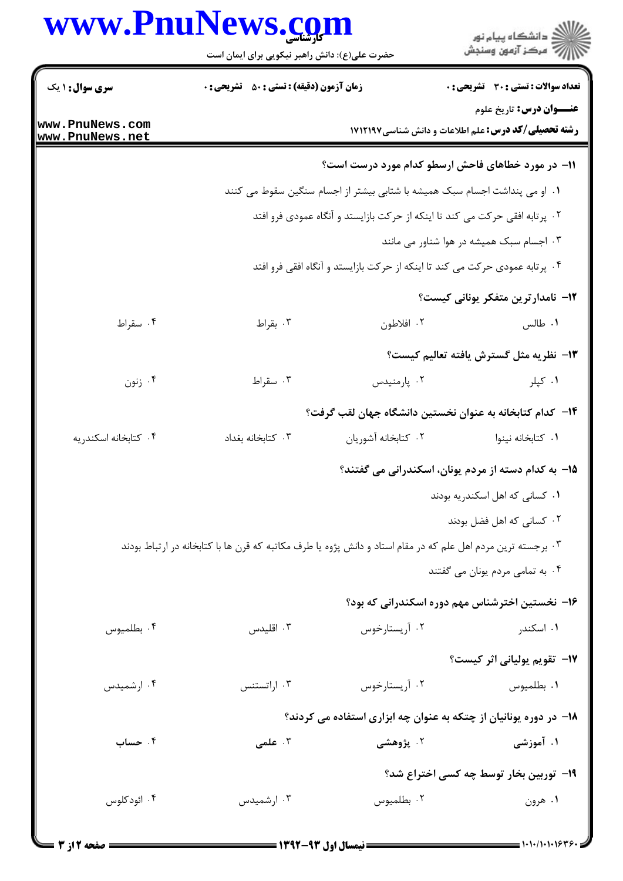**سری سوال:** ۱ یک | **زمان آزمون (دقیقه) : تستی :** ۵۰ **تشریحی :** ۰ | **تعداد سوالات : تستی :** ۳۰ **تشریحی :** ۰

**عنـــوان درس:** تاریخ علوم

**رشته تحصیلی/کد درس:** علم اطلاعات و دانش شناسی ۱۷۱۲۱۹۷

**۱۱- در مورد خطاهای فاحش ارسطو کدام مورد درست است؟**

۱. او می پنداشت اجسام سبک همیشه با شتابی بیشتر از اجسام سنگین سقوط می کنند

۲. پرتابه افقی حرکت می کند تا اینکه از حرکت بازایستد و آنگاه عمودی فرو افتد

۳. اجسام سبک همیشه در هوا شناور می مانند

۴. پرتابه عمودی حرکت می کند تا اینکه از حرکت بازایستد و آنگاه افقی فرو افتد

**۱۲- نامدارترین متفکر یونانی کیست؟**

۱. طالس ۲. افلاطون ۳. بقراط ۴. سقراط

**۱۳- نظریه مثل گسترش یافته تعالیم کیست؟**

۱. کپلر ۲. پارمنیدس ۳. سقراط ۴. زنون

**۱۴- کدام کتابخانه به عنوان نخستین دانشگاه جهان لقب گرفت؟**

۱. کتابخانه نینوا ۲. کتابخانه آشوریان ۳. کتابخانه بغداد ۴. کتابخانه اسکندریه

**۱۵- به کدام دسته از مردم یونان، اسکندرانی می گفتند؟**

۱. کسانی که اهل اسکندریه بودند

۲. کسانی که اهل فضل بودند

۳. برجسته ترین مردم اهل علم که در مقام استاد و دانش پژوه یا طرف مکاتبه که قرن ها با کتابخانه در ارتباط بودند

۴. به تمامی مردم یونان می گفتند

**۱۶- نخستین اخترشناس مهم دوره اسکندرانی که بود؟**

۱. اسکندر ۲. آریستارخوس ۳. اقلیدس ۴. بطلمیوس

**۱۷- تقویم یولیانی اثر کیست؟**

۱. بطلمیوس ۲. آریستارخوس ۳. اراتستنس ۴. ارشمیدس

**۱۸- در دوره یونانیان از چتکه به عنوان چه ابزاری استفاده می کردند؟**

۱. آموزشی ۲. پژوهشی ۳. علمی ۴. حساب

**۱۹- توربین بخار توسط چه کسی اختراع شد؟**

۱. هرون ۲. بطلمیوس ۳. ارشمیدس ۴. ائودکلوس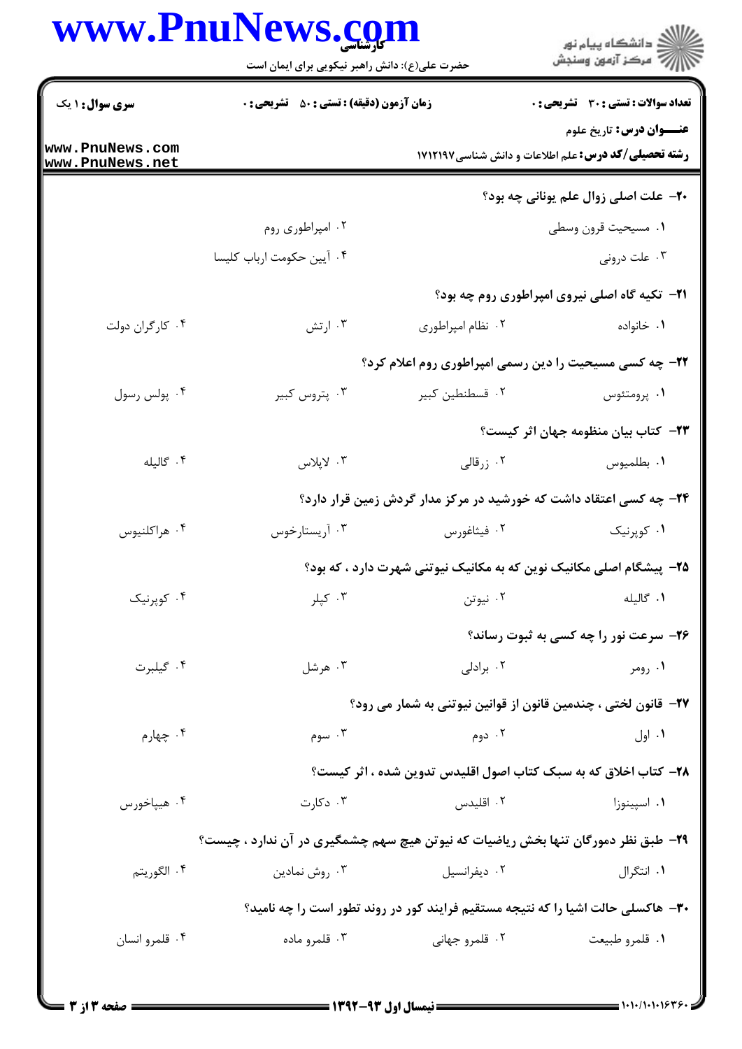۲۰- علت اصلی زوال علم یونانی چه بود؟

۱. مسیحیت قرون وسطی
۲. امپراطوری روم
۳. علت درونی
۴. آیین حکومت ارباب کلیسا

۲۱- تکیه گاه اصلی نیروی امپراطوری روم چه بود؟

۱. خانواده
۲. نظام امپراطوری
۳. ارتش
۴. کارگران دولت

۲۲- چه کسی مسیحیت را دین رسمی امپراطوری روم اعلام کرد؟

۱. پرومتئوس
۲. قسطنطین کبیر
۳. پتروس کبیر
۴. پولس رسول

۲۳- کتاب بیان منظومه جهان اثر کیست؟

۱. بطلمیوس
۲. زرقالی
۳. لاپلاس
۴. گالیله

۲۴- چه کسی اعتقاد داشت که خورشید در مرکز مدار گردش زمین قرار دارد؟

۱. کوپرنیک
۲. فیثاغورس
۳. آریستارخوس
۴. هراکلنیوس

۲۵- پیشگام اصلی مکانیک نوین که به مکانیک نیوتنی شهرت دارد ، که بود؟

۱. گالیله
۲. نیوتن
۳. کپلر
۴. کوپرنیک

۲۶- سرعت نور را چه کسی به ثبوت رساند؟

۱. رومر
۲. برادلی
۳. هرشل
۴. گیلبرت

۲۷- قانون لختی ، چندمین قانون از قوانین نیوتنی به شمار می رود؟

۱. اول
۲. دوم
۳. سوم
۴. چهارم

۲۸- کتاب اخلاق که به سبک کتاب اصول اقلیدس تدوین شده ، اثر کیست؟

۱. اسپینوزا
۲. اقلیدس
۳. دکارت
۴. هیپاخورس

۲۹- طبق نظر دمورگان تنها بخش ریاضیات که نیوتن هیچ سهم چشمگیری در آن ندارد ، چیست؟

۱. انتگرال
۲. دیفرانسیل
۳. روش نمادین
۴. الگوریتم

۳۰- هاکسلی حالت اشیا را که نتیجه مستقیم فرایند کور در روند تطور است را چه نامید؟

۱. قلمرو طبیعت
۲. قلمرو جهانی
۳. قلمرو ماده
۴. قلمرو انسان